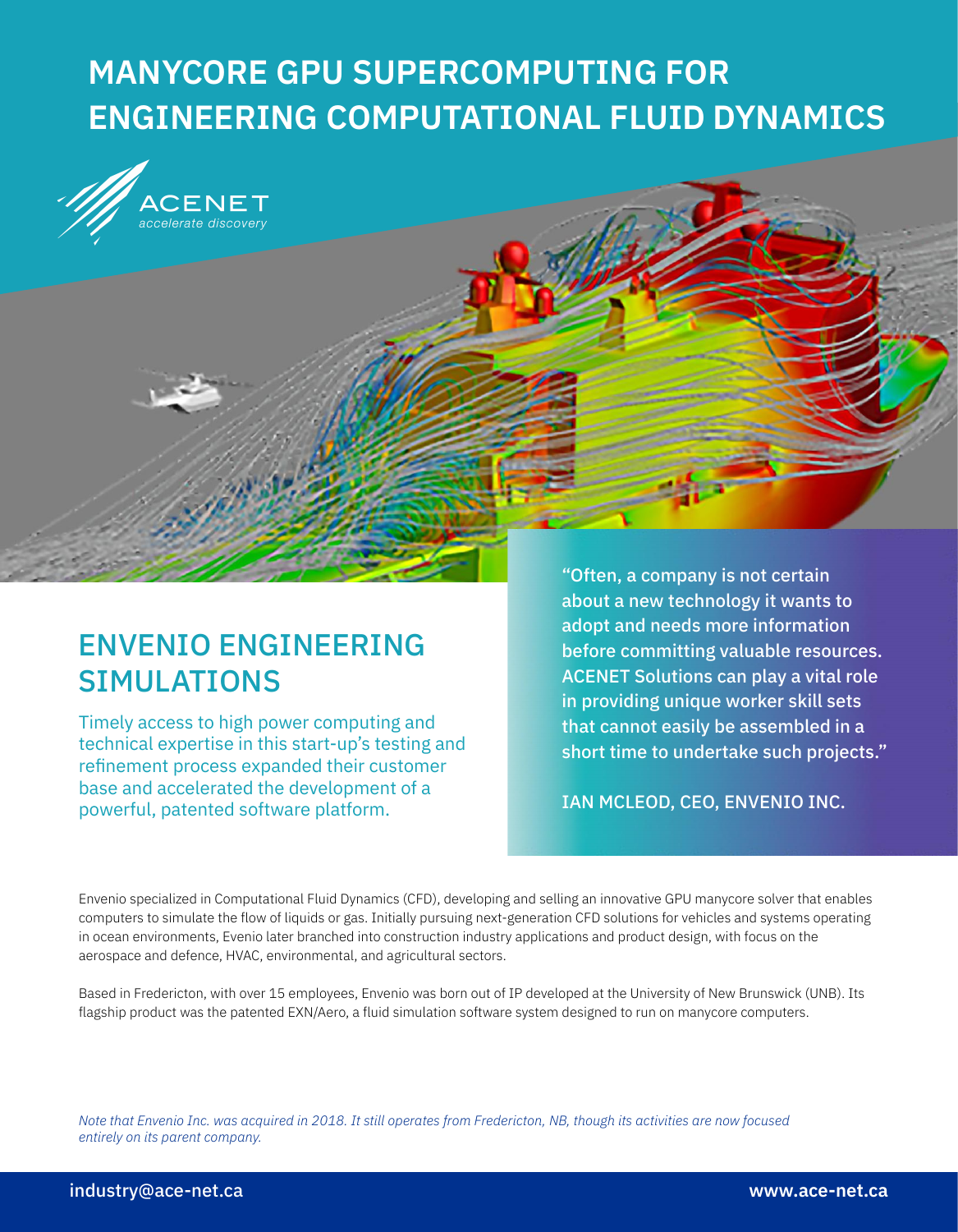# MANYCORE GPU SUPERCOMPUTING FOR ENGINEERING COMPUTATIONAL FLUID DYNAMICS

ACENET
*accelerate discovery*

## ENVENIO ENGINEERING SIMULATIONS

Timely access to high power computing and technical expertise in this start-up's testing and refinement process expanded their customer base and accelerated the development of a powerful, patented software platform.

> "Often, a company is not certain about a new technology it wants to adopt and needs more information before committing valuable resources. ACENET Solutions can play a vital role in providing unique worker skill sets that cannot easily be assembled in a short time to undertake such projects."
>
> IAN MCLEOD, CEO, ENVENIO INC.

Envenio specialized in Computational Fluid Dynamics (CFD), developing and selling an innovative GPU manycore solver that enables computers to simulate the flow of liquids or gas. Initially pursuing next-generation CFD solutions for vehicles and systems operating in ocean environments, Evenio later branched into construction industry applications and product design, with focus on the aerospace and defence, HVAC, environmental, and agricultural sectors.

Based in Fredericton, with over 15 employees, Envenio was born out of IP developed at the University of New Brunswick (UNB). Its flagship product was the patented EXN/Aero, a fluid simulation software system designed to run on manycore computers.

*Note that Envenio Inc. was acquired in 2018. It still operates from Fredericton, NB, though its activities are now focused entirely on its parent company.*

industry@ace-net.ca www.ace-net.ca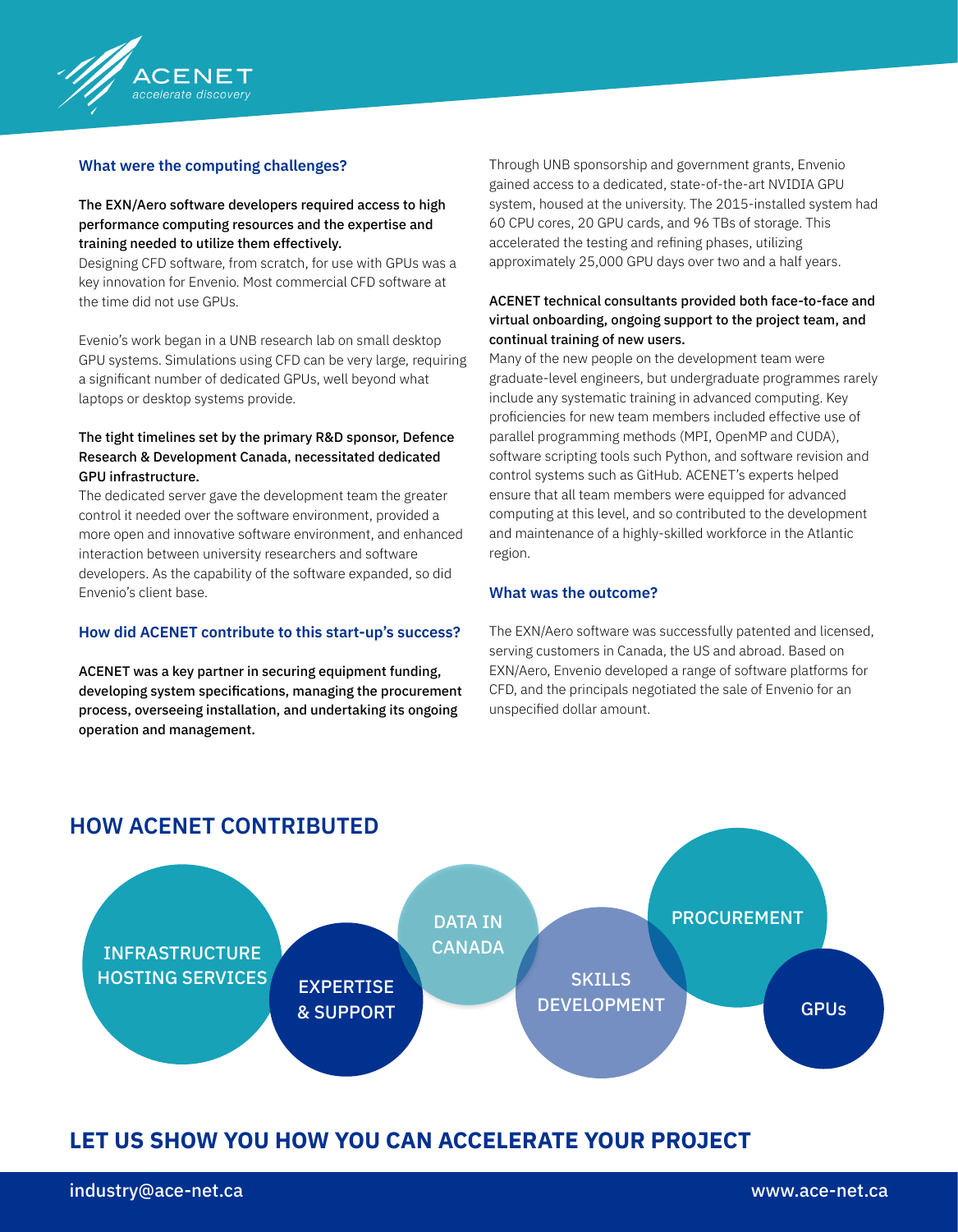### What were the computing challenges?

**The EXN/Aero software developers required access to high performance computing resources and the expertise and training needed to utilize them effectively.**

Designing CFD software, from scratch, for use with GPUs was a key innovation for Envenio. Most commercial CFD software at the time did not use GPUs.

Envenio's work began in a UNB research lab on small desktop GPU systems. Simulations using CFD can be very large, requiring a significant number of dedicated GPUs, well beyond what laptops or desktop systems provide.

**The tight timelines set by the primary R&D sponsor, Defence Research & Development Canada, necessitated dedicated GPU infrastructure.**

The dedicated server gave the development team the greater control it needed over the software environment, provided a more open and innovative software environment, and enhanced interaction between university researchers and software developers. As the capability of the software expanded, so did Envenio's client base.

### How did ACENET contribute to this start-up's success?

**ACENET was a key partner in securing equipment funding, developing system specifications, managing the procurement process, overseeing installation, and undertaking its ongoing operation and management.**

Through UNB sponsorship and government grants, Envenio gained access to a dedicated, state-of-the-art NVIDIA GPU system, housed at the university. The 2015-installed system had 60 CPU cores, 20 GPU cards, and 96 TBs of storage. This accelerated the testing and refining phases, utilizing approximately 25,000 GPU days over two and a half years.

**ACENET technical consultants provided both face-to-face and virtual onboarding, ongoing support to the project team, and continual training of new users.**

Many of the new people on the development team were graduate-level engineers, but undergraduate programmes rarely include any systematic training in advanced computing. Key proficiencies for new team members included effective use of parallel programming methods (MPI, OpenMP and CUDA), software scripting tools such Python, and software revision and control systems such as GitHub. ACENET's experts helped ensure that all team members were equipped for advanced computing at this level, and so contributed to the development and maintenance of a highly-skilled workforce in the Atlantic region.

### What was the outcome?

The EXN/Aero software was successfully patented and licensed, serving customers in Canada, the US and abroad. Based on EXN/Aero, Envenio developed a range of software platforms for CFD, and the principals negotiated the sale of Envenio for an unspecified dollar amount.

## HOW ACENET CONTRIBUTED

INFRASTRUCTURE HOSTING SERVICES

EXPERTISE & SUPPORT

DATA IN CANADA

SKILLS DEVELOPMENT

PROCUREMENT

GPUs

## LET US SHOW YOU HOW YOU CAN ACCELERATE YOUR PROJECT

industry@ace-net.ca

www.ace-net.ca